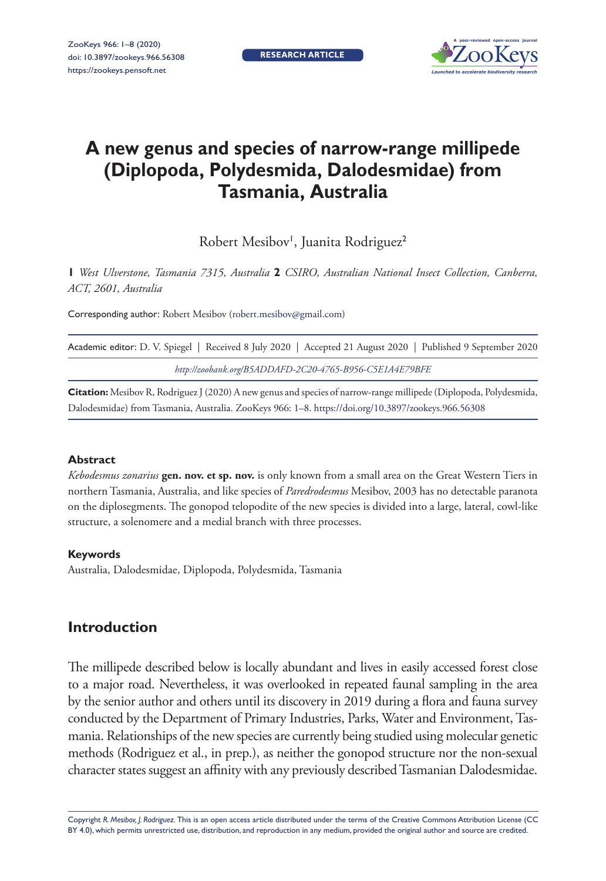# A new genus and species of narrow-range millipede (Diplopoda, Polydesmida, Dalodesmidae) from Tasmania, Australia

Robert Mesibov[1], Juanita Rodriguez[2]

**1** *West Ulverstone, Tasmania 7315, Australia* **2** *CSIRO, Australian National Insect Collection, Canberra, ACT, 2601, Australia*

Corresponding author: Robert Mesibov (robert.mesibov@gmail.com)

Academic editor: D. V. Spiegel | Received 8 July 2020 | Accepted 21 August 2020 | Published 9 September 2020

*http://zoobank.org/B5ADDAFD-2C20-4765-B956-C5E1A4E79BFE*

**Citation:** Mesibov R, Rodriguez J (2020) A new genus and species of narrow-range millipede (Diplopoda, Polydesmida, Dalodesmidae) from Tasmania, Australia. ZooKeys 966: 1–8. https://doi.org/10.3897/zookeys.966.56308

#### Abstract

*Kebodesmus zonarius* **gen. nov. et sp. nov.** is only known from a small area on the Great Western Tiers in northern Tasmania, Australia, and like species of *Paredrodesmus* Mesibov, 2003 has no detectable paranota on the diplosegments. The gonopod telopodite of the new species is divided into a large, lateral, cowl-like structure, a solenomere and a medial branch with three processes.

#### Keywords

Australia, Dalodesmidae, Diplopoda, Polydesmida, Tasmania

## Introduction

The millipede described below is locally abundant and lives in easily accessed forest close to a major road. Nevertheless, it was overlooked in repeated faunal sampling in the area by the senior author and others until its discovery in 2019 during a flora and fauna survey conducted by the Department of Primary Industries, Parks, Water and Environment, Tasmania. Relationships of the new species are currently being studied using molecular genetic methods (Rodriguez et al., in prep.), as neither the gonopod structure nor the non-sexual character states suggest an affinity with any previously described Tasmanian Dalodesmidae.

Copyright *R. Mesibov, J. Rodriguez*. This is an open access article distributed under the terms of the Creative Commons Attribution License (CC BY 4.0), which permits unrestricted use, distribution, and reproduction in any medium, provided the original author and source are credited.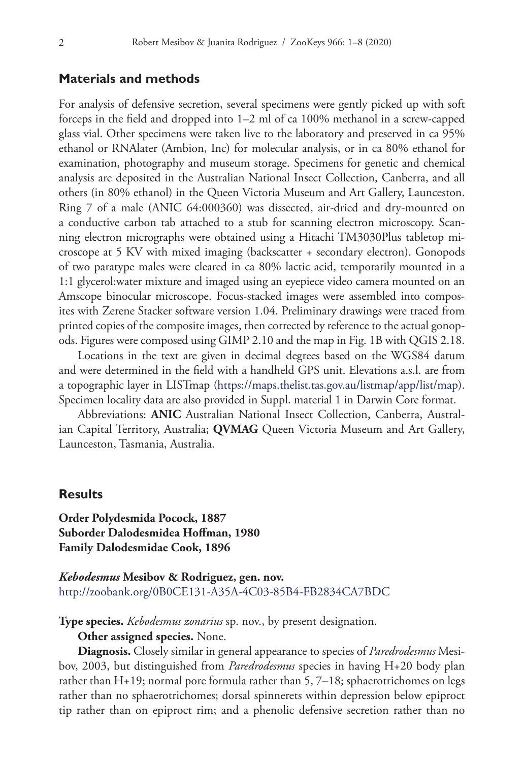## Materials and methods

For analysis of defensive secretion, several specimens were gently picked up with soft forceps in the field and dropped into 1–2 ml of ca 100% methanol in a screw-capped glass vial. Other specimens were taken live to the laboratory and preserved in ca 95% ethanol or RNAlater (Ambion, Inc) for molecular analysis, or in ca 80% ethanol for examination, photography and museum storage. Specimens for genetic and chemical analysis are deposited in the Australian National Insect Collection, Canberra, and all others (in 80% ethanol) in the Queen Victoria Museum and Art Gallery, Launceston. Ring 7 of a male (ANIC 64:000360) was dissected, air-dried and dry-mounted on a conductive carbon tab attached to a stub for scanning electron microscopy. Scanning electron micrographs were obtained using a Hitachi TM3030Plus tabletop microscope at 5 KV with mixed imaging (backscatter + secondary electron). Gonopods of two paratype males were cleared in ca 80% lactic acid, temporarily mounted in a 1:1 glycerol:water mixture and imaged using an eyepiece video camera mounted on an Amscope binocular microscope. Focus-stacked images were assembled into composites with Zerene Stacker software version 1.04. Preliminary drawings were traced from printed copies of the composite images, then corrected by reference to the actual gonopods. Figures were composed using GIMP 2.10 and the map in Fig. 1B with QGIS 2.18.

Locations in the text are given in decimal degrees based on the WGS84 datum and were determined in the field with a handheld GPS unit. Elevations a.s.l. are from a topographic layer in LISTmap (https://maps.thelist.tas.gov.au/listmap/app/list/map). Specimen locality data are also provided in Suppl. material 1 in Darwin Core format.

Abbreviations: **ANIC** Australian National Insect Collection, Canberra, Australian Capital Territory, Australia; **QVMAG** Queen Victoria Museum and Art Gallery, Launceston, Tasmania, Australia.

## Results

**Order Polydesmida Pocock, 1887**
**Suborder Dalodesmidea Hoffman, 1980**
**Family Dalodesmidae Cook, 1896**

***Kebodesmus* Mesibov & Rodriguez, gen. nov.**
http://zoobank.org/0B0CE131-A35A-4C03-85B4-FB2834CA7BDC

**Type species.** *Kebodesmus zonarius* sp. nov., by present designation.

**Other assigned species.** None.

**Diagnosis.** Closely similar in general appearance to species of *Paredrodesmus* Mesibov, 2003, but distinguished from *Paredrodesmus* species in having H+20 body plan rather than H+19; normal pore formula rather than 5, 7–18; sphaerotrichomes on legs rather than no sphaerotrichomes; dorsal spinnerets within depression below epiproct tip rather than on epiproct rim; and a phenolic defensive secretion rather than no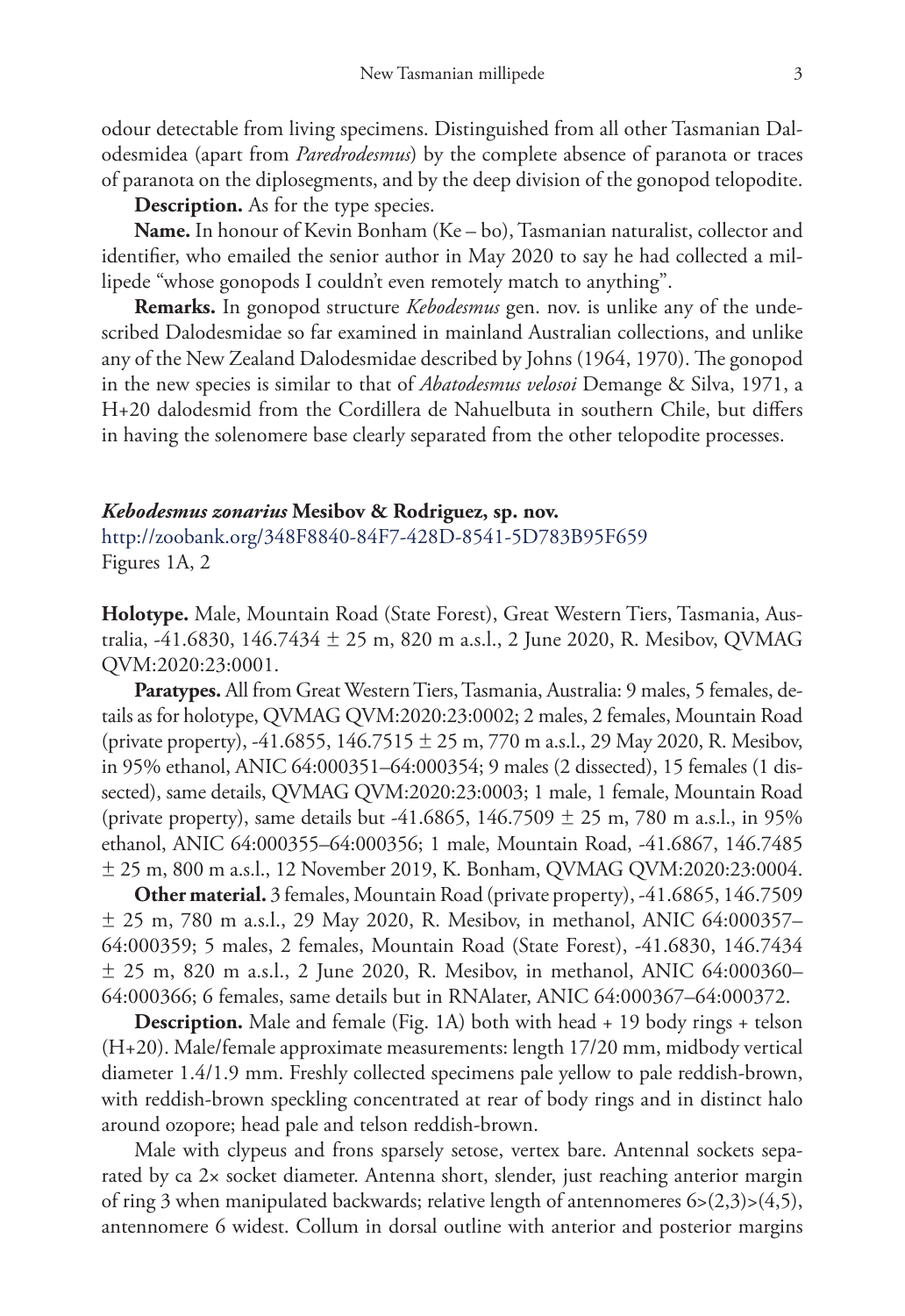odour detectable from living specimens. Distinguished from all other Tasmanian Dalodesmidea (apart from *Paredrodesmus*) by the complete absence of paranota or traces of paranota on the diplosegments, and by the deep division of the gonopod telopodite.

**Description.** As for the type species.

**Name.** In honour of Kevin Bonham (Ke – bo), Tasmanian naturalist, collector and identifier, who emailed the senior author in May 2020 to say he had collected a millipede "whose gonopods I couldn't even remotely match to anything".

**Remarks.** In gonopod structure *Kebodesmus* gen. nov. is unlike any of the undescribed Dalodesmidae so far examined in mainland Australian collections, and unlike any of the New Zealand Dalodesmidae described by Johns (1964, 1970). The gonopod in the new species is similar to that of *Abatodesmus velosoi* Demange & Silva, 1971, a H+20 dalodesmid from the Cordillera de Nahuelbuta in southern Chile, but differs in having the solenomere base clearly separated from the other telopodite processes.

### ***Kebodesmus zonarius* Mesibov & Rodriguez, sp. nov.**

http://zoobank.org/348F8840-84F7-428D-8541-5D783B95F659

Figures 1A, 2

**Holotype.** Male, Mountain Road (State Forest), Great Western Tiers, Tasmania, Australia, -41.6830, 146.7434 ± 25 m, 820 m a.s.l., 2 June 2020, R. Mesibov, QVMAG QVM:2020:23:0001.

**Paratypes.** All from Great Western Tiers, Tasmania, Australia: 9 males, 5 females, details as for holotype, QVMAG QVM:2020:23:0002; 2 males, 2 females, Mountain Road (private property), -41.6855, 146.7515 ± 25 m, 770 m a.s.l., 29 May 2020, R. Mesibov, in 95% ethanol, ANIC 64:000351–64:000354; 9 males (2 dissected), 15 females (1 dissected), same details, QVMAG QVM:2020:23:0003; 1 male, 1 female, Mountain Road (private property), same details but -41.6865, 146.7509 ± 25 m, 780 m a.s.l., in 95% ethanol, ANIC 64:000355–64:000356; 1 male, Mountain Road, -41.6867, 146.7485 ± 25 m, 800 m a.s.l., 12 November 2019, K. Bonham, QVMAG QVM:2020:23:0004.

**Other material.** 3 females, Mountain Road (private property), -41.6865, 146.7509 ± 25 m, 780 m a.s.l., 29 May 2020, R. Mesibov, in methanol, ANIC 64:000357–64:000359; 5 males, 2 females, Mountain Road (State Forest), -41.6830, 146.7434 ± 25 m, 820 m a.s.l., 2 June 2020, R. Mesibov, in methanol, ANIC 64:000360–64:000366; 6 females, same details but in RNAlater, ANIC 64:000367–64:000372.

**Description.** Male and female (Fig. 1A) both with head + 19 body rings + telson (H+20). Male/female approximate measurements: length 17/20 mm, midbody vertical diameter 1.4/1.9 mm. Freshly collected specimens pale yellow to pale reddish-brown, with reddish-brown speckling concentrated at rear of body rings and in distinct halo around ozopore; head pale and telson reddish-brown.

Male with clypeus and frons sparsely setose, vertex bare. Antennal sockets separated by ca 2× socket diameter. Antenna short, slender, just reaching anterior margin of ring 3 when manipulated backwards; relative length of antennomeres 6>(2,3)>(4,5), antennomere 6 widest. Collum in dorsal outline with anterior and posterior margins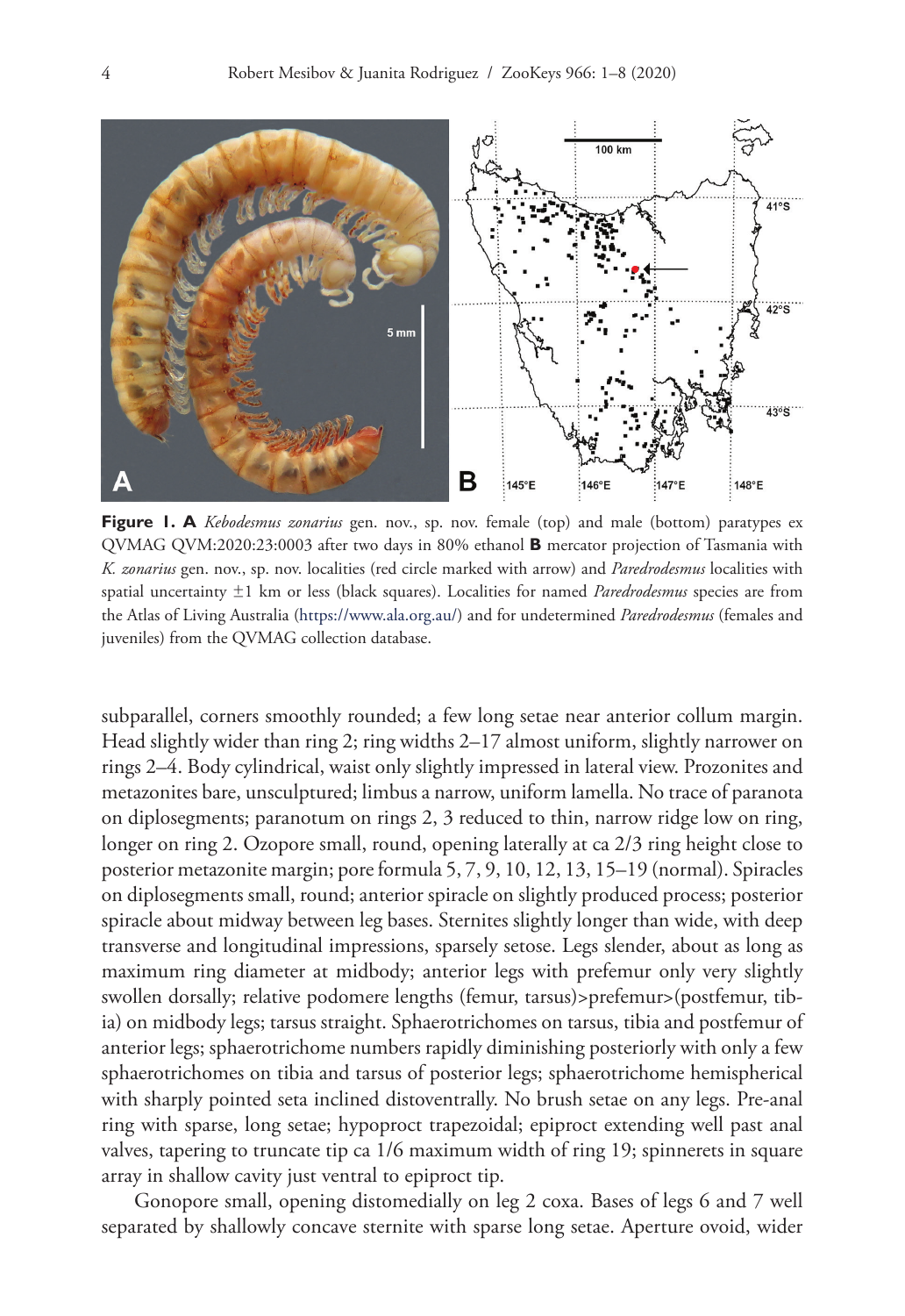**Figure 1. A** *Kebodesmus zonarius* gen. nov., sp. nov. female (top) and male (bottom) paratypes ex QVMAG QVM:2020:23:0003 after two days in 80% ethanol **B** mercator projection of Tasmania with *K. zonarius* gen. nov., sp. nov. localities (red circle marked with arrow) and *Paredrodesmus* localities with spatial uncertainty ±1 km or less (black squares). Localities for named *Paredrodesmus* species are from the Atlas of Living Australia (https://www.ala.org.au/) and for undetermined *Paredrodesmus* (females and juveniles) from the QVMAG collection database.

subparallel, corners smoothly rounded; a few long setae near anterior collum margin. Head slightly wider than ring 2; ring widths 2–17 almost uniform, slightly narrower on rings 2–4. Body cylindrical, waist only slightly impressed in lateral view. Prozonites and metazonites bare, unsculptured; limbus a narrow, uniform lamella. No trace of paranota on diplosegments; paranotum on rings 2, 3 reduced to thin, narrow ridge low on ring, longer on ring 2. Ozopore small, round, opening laterally at ca 2/3 ring height close to posterior metazonite margin; pore formula 5, 7, 9, 10, 12, 13, 15–19 (normal). Spiracles on diplosegments small, round; anterior spiracle on slightly produced process; posterior spiracle about midway between leg bases. Sternites slightly longer than wide, with deep transverse and longitudinal impressions, sparsely setose. Legs slender, about as long as maximum ring diameter at midbody; anterior legs with prefemur only very slightly swollen dorsally; relative podomere lengths (femur, tarsus)>prefemur>(postfemur, tibia) on midbody legs; tarsus straight. Sphaerotrichomes on tarsus, tibia and postfemur of anterior legs; sphaerotrichome numbers rapidly diminishing posteriorly with only a few sphaerotrichomes on tibia and tarsus of posterior legs; sphaerotrichome hemispherical with sharply pointed seta inclined distoventrally. No brush setae on any legs. Pre-anal ring with sparse, long setae; hypoproct trapezoidal; epiproct extending well past anal valves, tapering to truncate tip ca 1/6 maximum width of ring 19; spinnerets in square array in shallow cavity just ventral to epiproct tip.

Gonopore small, opening distomedially on leg 2 coxa. Bases of legs 6 and 7 well separated by shallowly concave sternite with sparse long setae. Aperture ovoid, wider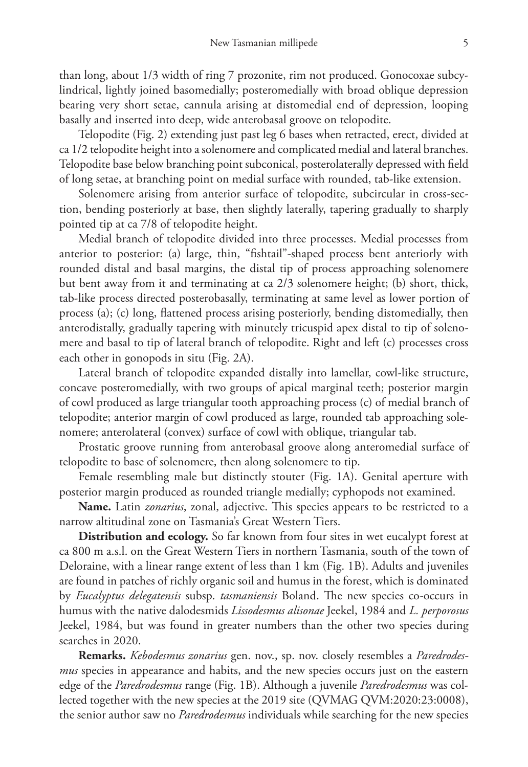than long, about 1/3 width of ring 7 prozonite, rim not produced. Gonocoxae subcylindrical, lightly joined basomedially; posteromedially with broad oblique depression bearing very short setae, cannula arising at distomedial end of depression, looping basally and inserted into deep, wide anterobasal groove on telopodite.

Telopodite (Fig. 2) extending just past leg 6 bases when retracted, erect, divided at ca 1/2 telopodite height into a solenomere and complicated medial and lateral branches. Telopodite base below branching point subconical, posterolaterally depressed with field of long setae, at branching point on medial surface with rounded, tab-like extension.

Solenomere arising from anterior surface of telopodite, subcircular in cross-section, bending posteriorly at base, then slightly laterally, tapering gradually to sharply pointed tip at ca 7/8 of telopodite height.

Medial branch of telopodite divided into three processes. Medial processes from anterior to posterior: (a) large, thin, "fishtail"-shaped process bent anteriorly with rounded distal and basal margins, the distal tip of process approaching solenomere but bent away from it and terminating at ca 2/3 solenomere height; (b) short, thick, tab-like process directed posterobasally, terminating at same level as lower portion of process (a); (c) long, flattened process arising posteriorly, bending distomedially, then anterodistally, gradually tapering with minutely tricuspid apex distal to tip of solenomere and basal to tip of lateral branch of telopodite. Right and left (c) processes cross each other in gonopods in situ (Fig. 2A).

Lateral branch of telopodite expanded distally into lamellar, cowl-like structure, concave posteromedially, with two groups of apical marginal teeth; posterior margin of cowl produced as large triangular tooth approaching process (c) of medial branch of telopodite; anterior margin of cowl produced as large, rounded tab approaching solenomere; anterolateral (convex) surface of cowl with oblique, triangular tab.

Prostatic groove running from anterobasal groove along anteromedial surface of telopodite to base of solenomere, then along solenomere to tip.

Female resembling male but distinctly stouter (Fig. 1A). Genital aperture with posterior margin produced as rounded triangle medially; cyphopods not examined.

**Name.** Latin *zonarius*, zonal, adjective. This species appears to be restricted to a narrow altitudinal zone on Tasmania's Great Western Tiers.

**Distribution and ecology.** So far known from four sites in wet eucalypt forest at ca 800 m a.s.l. on the Great Western Tiers in northern Tasmania, south of the town of Deloraine, with a linear range extent of less than 1 km (Fig. 1B). Adults and juveniles are found in patches of richly organic soil and humus in the forest, which is dominated by *Eucalyptus delegatensis* subsp. *tasmaniensis* Boland. The new species co-occurs in humus with the native dalodesmids *Lissodesmus alisonae* Jeekel, 1984 and *L. perporosus* Jeekel, 1984, but was found in greater numbers than the other two species during searches in 2020.

**Remarks.** *Kebodesmus zonarius* gen. nov., sp. nov. closely resembles a *Paredrodesmus* species in appearance and habits, and the new species occurs just on the eastern edge of the *Paredrodesmus* range (Fig. 1B). Although a juvenile *Paredrodesmus* was collected together with the new species at the 2019 site (QVMAG QVM:2020:23:0008), the senior author saw no *Paredrodesmus* individuals while searching for the new species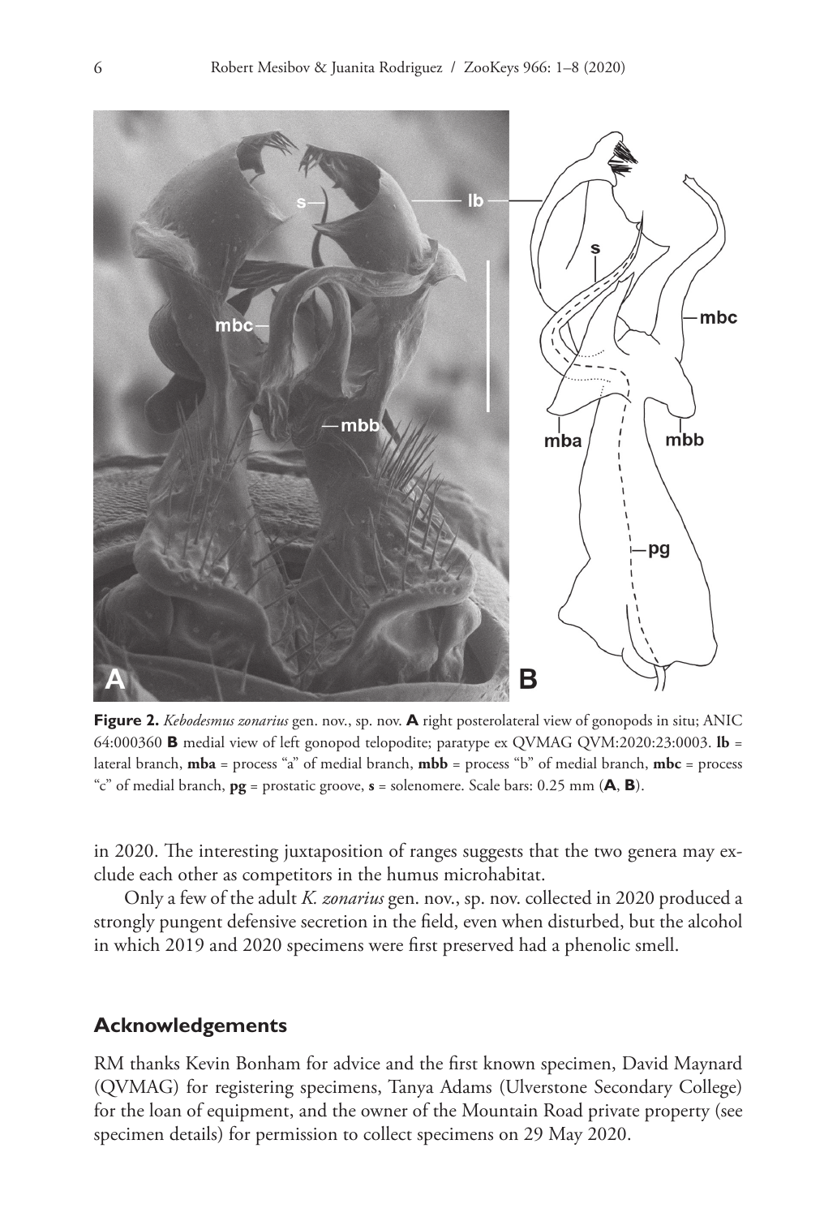**Figure 2.** *Kebodesmus zonarius* gen. nov., sp. nov. **A** right posterolateral view of gonopods in situ; ANIC 64:000360 **B** medial view of left gonopod telopodite; paratype ex QVMAG QVM:2020:23:0003. **lb** = lateral branch, **mba** = process "a" of medial branch, **mbb** = process "b" of medial branch, **mbc** = process "c" of medial branch, **pg** = prostatic groove, **s** = solenomere. Scale bars: 0.25 mm (**A**, **B**).

in 2020. The interesting juxtaposition of ranges suggests that the two genera may exclude each other as competitors in the humus microhabitat.

Only a few of the adult *K. zonarius* gen. nov., sp. nov. collected in 2020 produced a strongly pungent defensive secretion in the field, even when disturbed, but the alcohol in which 2019 and 2020 specimens were first preserved had a phenolic smell.

## Acknowledgements

RM thanks Kevin Bonham for advice and the first known specimen, David Maynard (QVMAG) for registering specimens, Tanya Adams (Ulverstone Secondary College) for the loan of equipment, and the owner of the Mountain Road private property (see specimen details) for permission to collect specimens on 29 May 2020.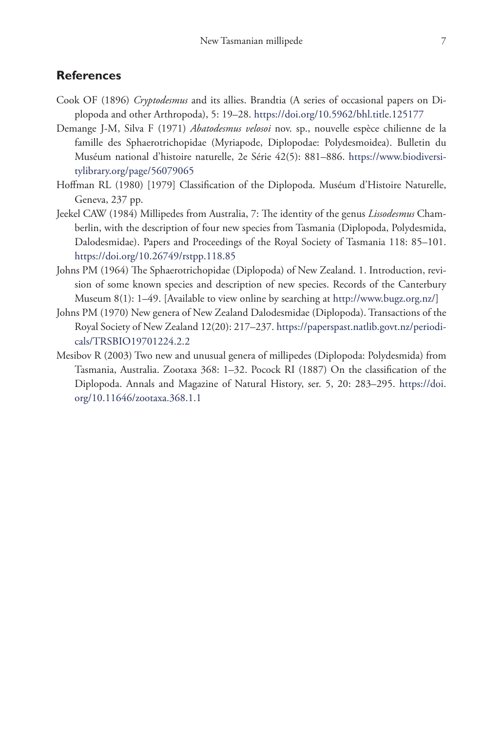## References

Cook OF (1896) *Cryptodesmus* and its allies. Brandtia (A series of occasional papers on Diplopoda and other Arthropoda), 5: 19–28. https://doi.org/10.5962/bhl.title.125177

Demange J-M, Silva F (1971) *Abatodesmus velosoi* nov. sp., nouvelle espèce chilienne de la famille des Sphaerotrichopidae (Myriapode, Diplopodae: Polydesmoidea). Bulletin du Muséum national d'histoire naturelle, 2e Série 42(5): 881–886. https://www.biodiversitylibrary.org/page/56079065

Hoffman RL (1980) [1979] Classification of the Diplopoda. Muséum d'Histoire Naturelle, Geneva, 237 pp.

Jeekel CAW (1984) Millipedes from Australia, 7: The identity of the genus *Lissodesmus* Chamberlin, with the description of four new species from Tasmania (Diplopoda, Polydesmida, Dalodesmidae). Papers and Proceedings of the Royal Society of Tasmania 118: 85–101. https://doi.org/10.26749/rstpp.118.85

Johns PM (1964) The Sphaerotrichopidae (Diplopoda) of New Zealand. 1. Introduction, revision of some known species and description of new species. Records of the Canterbury Museum 8(1): 1–49. [Available to view online by searching at http://www.bugz.org.nz/]

Johns PM (1970) New genera of New Zealand Dalodesmidae (Diplopoda). Transactions of the Royal Society of New Zealand 12(20): 217–237. https://paperspast.natlib.govt.nz/periodicals/TRSBIO19701224.2.2

Mesibov R (2003) Two new and unusual genera of millipedes (Diplopoda: Polydesmida) from Tasmania, Australia. Zootaxa 368: 1–32. Pocock RI (1887) On the classification of the Diplopoda. Annals and Magazine of Natural History, ser. 5, 20: 283–295. https://doi.org/10.11646/zootaxa.368.1.1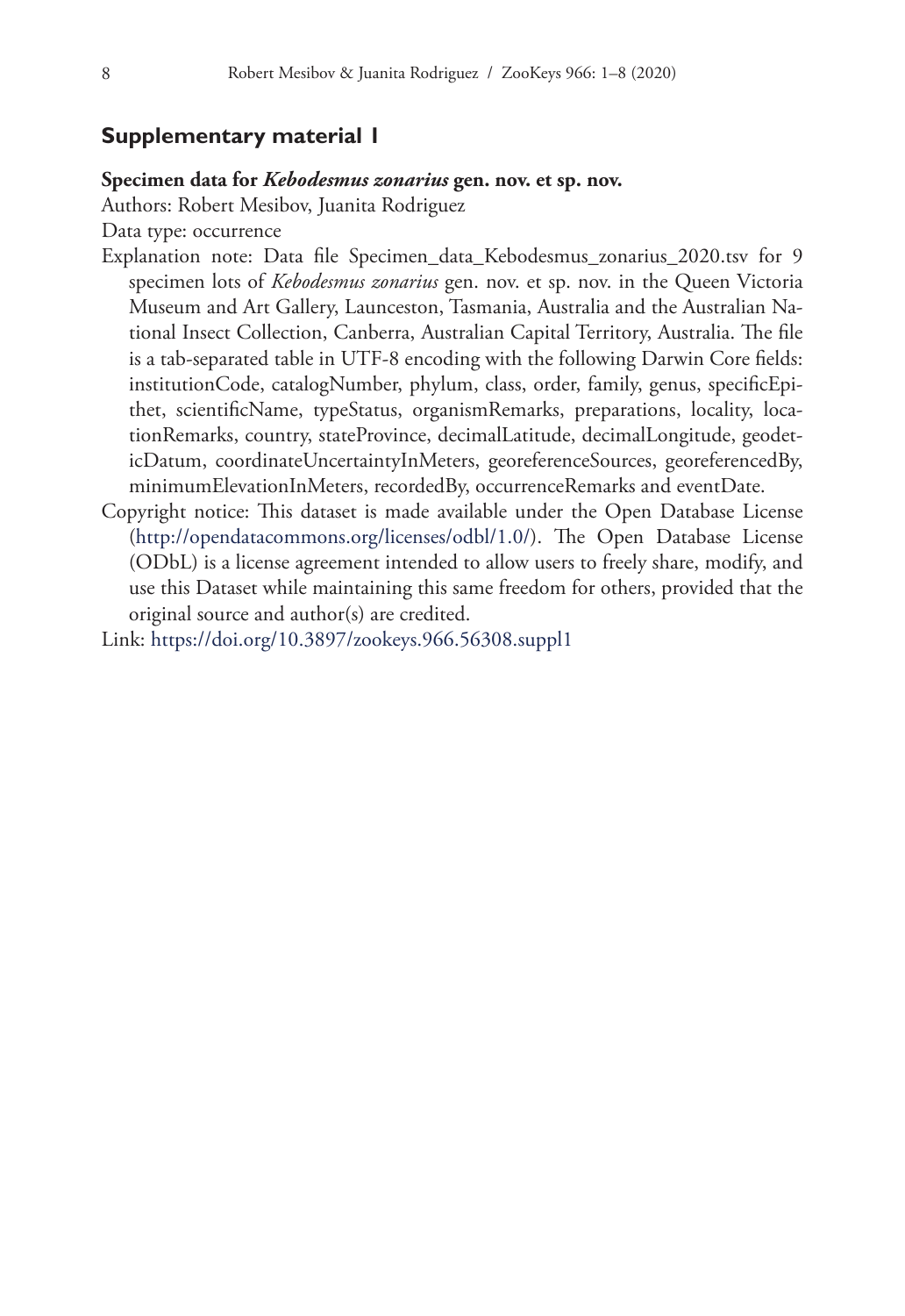## Supplementary material 1

**Specimen data for *Kebodesmus zonarius* gen. nov. et sp. nov.**

Authors: Robert Mesibov, Juanita Rodriguez

Data type: occurrence

Explanation note: Data file Specimen_data_Kebodesmus_zonarius_2020.tsv for 9 specimen lots of *Kebodesmus zonarius* gen. nov. et sp. nov. in the Queen Victoria Museum and Art Gallery, Launceston, Tasmania, Australia and the Australian National Insect Collection, Canberra, Australian Capital Territory, Australia. The file is a tab-separated table in UTF-8 encoding with the following Darwin Core fields: institutionCode, catalogNumber, phylum, class, order, family, genus, specificEpithet, scientificName, typeStatus, organismRemarks, preparations, locality, locationRemarks, country, stateProvince, decimalLatitude, decimalLongitude, geodeticDatum, coordinateUncertaintyInMeters, georeferenceSources, georeferencedBy, minimumElevationInMeters, recordedBy, occurrenceRemarks and eventDate.

Copyright notice: This dataset is made available under the Open Database License (http://opendatacommons.org/licenses/odbl/1.0/). The Open Database License (ODbL) is a license agreement intended to allow users to freely share, modify, and use this Dataset while maintaining this same freedom for others, provided that the original source and author(s) are credited.

Link: https://doi.org/10.3897/zookeys.966.56308.suppl1